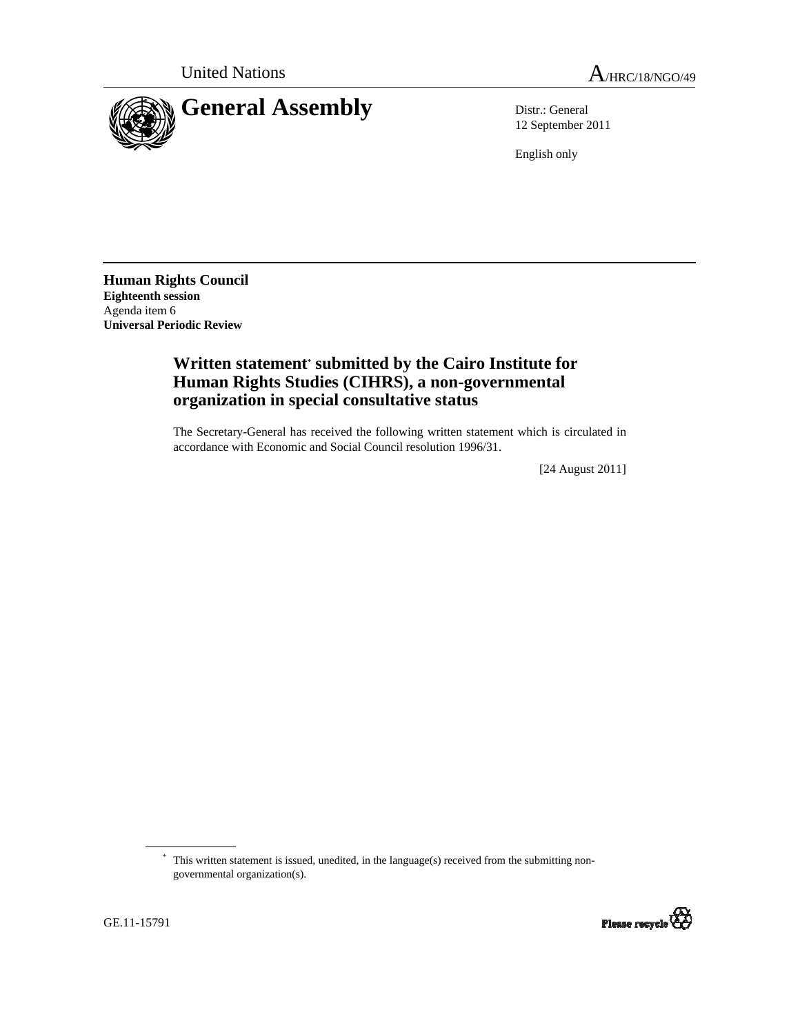United Nations

A/HRC/18/NGO/49

# General Assembly

Distr.: General
12 September 2011

English only

**Human Rights Council**
**Eighteenth session**
Agenda item 6
**Universal Periodic Review**

## Written statement* submitted by the Cairo Institute for Human Rights Studies (CIHRS), a non-governmental organization in special consultative status

The Secretary-General has received the following written statement which is circulated in accordance with Economic and Social Council resolution 1996/31.

[24 August 2011]

* This written statement is issued, unedited, in the language(s) received from the submitting non-governmental organization(s).

GE.11-15791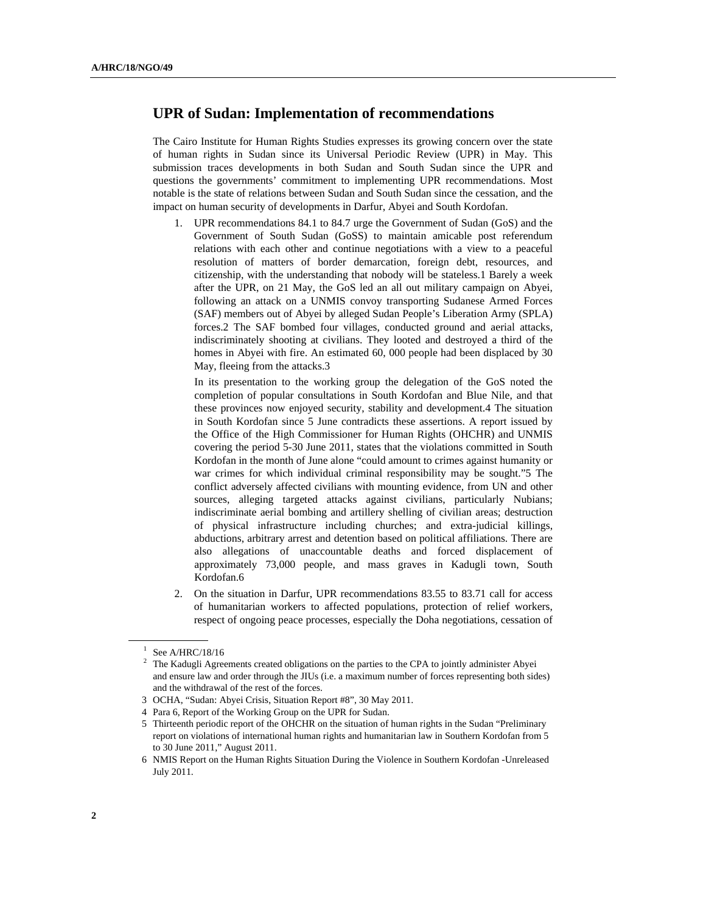## UPR of Sudan: Implementation of recommendations

The Cairo Institute for Human Rights Studies expresses its growing concern over the state of human rights in Sudan since its Universal Periodic Review (UPR) in May. This submission traces developments in both Sudan and South Sudan since the UPR and questions the governments' commitment to implementing UPR recommendations. Most notable is the state of relations between Sudan and South Sudan since the cessation, and the impact on human security of developments in Darfur, Abyei and South Kordofan.

1. UPR recommendations 84.1 to 84.7 urge the Government of Sudan (GoS) and the Government of South Sudan (GoSS) to maintain amicable post referendum relations with each other and continue negotiations with a view to a peaceful resolution of matters of border demarcation, foreign debt, resources, and citizenship, with the understanding that nobody will be stateless.[1] Barely a week after the UPR, on 21 May, the GoS led an all out military campaign on Abyei, following an attack on a UNMIS convoy transporting Sudanese Armed Forces (SAF) members out of Abyei by alleged Sudan People's Liberation Army (SPLA) forces.[2] The SAF bombed four villages, conducted ground and aerial attacks, indiscriminately shooting at civilians. They looted and destroyed a third of the homes in Abyei with fire. An estimated 60, 000 people had been displaced by 30 May, fleeing from the attacks.[3]

   In its presentation to the working group the delegation of the GoS noted the completion of popular consultations in South Kordofan and Blue Nile, and that these provinces now enjoyed security, stability and development.[4] The situation in South Kordofan since 5 June contradicts these assertions. A report issued by the Office of the High Commissioner for Human Rights (OHCHR) and UNMIS covering the period 5-30 June 2011, states that the violations committed in South Kordofan in the month of June alone "could amount to crimes against humanity or war crimes for which individual criminal responsibility may be sought."[5] The conflict adversely affected civilians with mounting evidence, from UN and other sources, alleging targeted attacks against civilians, particularly Nubians; indiscriminate aerial bombing and artillery shelling of civilian areas; destruction of physical infrastructure including churches; and extra-judicial killings, abductions, arbitrary arrest and detention based on political affiliations. There are also allegations of unaccountable deaths and forced displacement of approximately 73,000 people, and mass graves in Kadugli town, South Kordofan.[6]

2. On the situation in Darfur, UPR recommendations 83.55 to 83.71 call for access of humanitarian workers to affected populations, protection of relief workers, respect of ongoing peace processes, especially the Doha negotiations, cessation of

---

[1] See A/HRC/18/16

[2] The Kadugli Agreements created obligations on the parties to the CPA to jointly administer Abyei and ensure law and order through the JIUs (i.e. a maximum number of forces representing both sides) and the withdrawal of the rest of the forces.

[3] OCHA, "Sudan: Abyei Crisis, Situation Report #8", 30 May 2011.

[4] Para 6, Report of the Working Group on the UPR for Sudan.

[5] Thirteenth periodic report of the OHCHR on the situation of human rights in the Sudan "Preliminary report on violations of international human rights and humanitarian law in Southern Kordofan from 5 to 30 June 2011," August 2011.

[6] NMIS Report on the Human Rights Situation During the Violence in Southern Kordofan -Unreleased July 2011.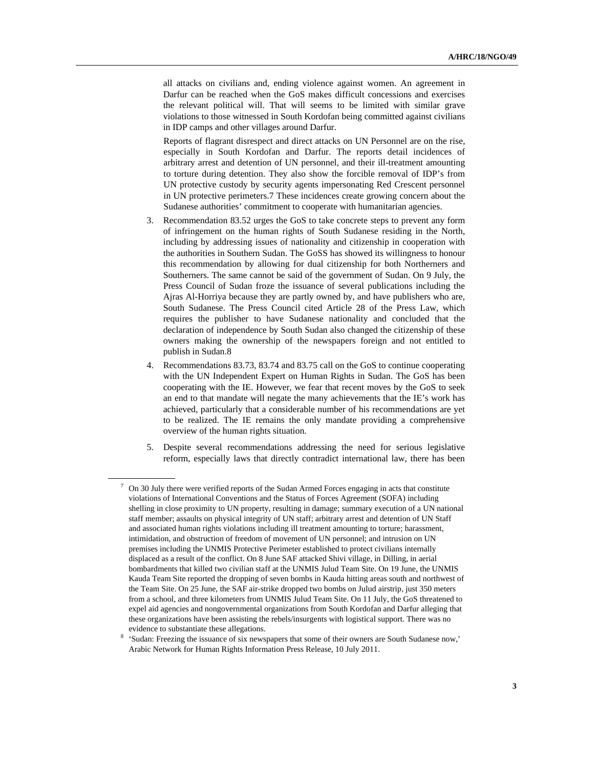all attacks on civilians and, ending violence against women. An agreement in Darfur can be reached when the GoS makes difficult concessions and exercises the relevant political will. That will seems to be limited with similar grave violations to those witnessed in South Kordofan being committed against civilians in IDP camps and other villages around Darfur.

Reports of flagrant disrespect and direct attacks on UN Personnel are on the rise, especially in South Kordofan and Darfur. The reports detail incidences of arbitrary arrest and detention of UN personnel, and their ill-treatment amounting to torture during detention. They also show the forcible removal of IDP's from UN protective custody by security agents impersonating Red Crescent personnel in UN protective perimeters.[7] These incidences create growing concern about the Sudanese authorities' commitment to cooperate with humanitarian agencies.

3. Recommendation 83.52 urges the GoS to take concrete steps to prevent any form of infringement on the human rights of South Sudanese residing in the North, including by addressing issues of nationality and citizenship in cooperation with the authorities in Southern Sudan. The GoSS has showed its willingness to honour this recommendation by allowing for dual citizenship for both Northerners and Southerners. The same cannot be said of the government of Sudan. On 9 July, the Press Council of Sudan froze the issuance of several publications including the Ajras Al-Horriya because they are partly owned by, and have publishers who are, South Sudanese. The Press Council cited Article 28 of the Press Law, which requires the publisher to have Sudanese nationality and concluded that the declaration of independence by South Sudan also changed the citizenship of these owners making the ownership of the newspapers foreign and not entitled to publish in Sudan.[8]

4. Recommendations 83.73, 83.74 and 83.75 call on the GoS to continue cooperating with the UN Independent Expert on Human Rights in Sudan. The GoS has been cooperating with the IE. However, we fear that recent moves by the GoS to seek an end to that mandate will negate the many achievements that the IE's work has achieved, particularly that a considerable number of his recommendations are yet to be realized. The IE remains the only mandate providing a comprehensive overview of the human rights situation.

5. Despite several recommendations addressing the need for serious legislative reform, especially laws that directly contradict international law, there has been

---

[7] On 30 July there were verified reports of the Sudan Armed Forces engaging in acts that constitute violations of International Conventions and the Status of Forces Agreement (SOFA) including shelling in close proximity to UN property, resulting in damage; summary execution of a UN national staff member; assaults on physical integrity of UN staff; arbitrary arrest and detention of UN Staff and associated human rights violations including ill treatment amounting to torture; harassment, intimidation, and obstruction of freedom of movement of UN personnel; and intrusion on UN premises including the UNMIS Protective Perimeter established to protect civilians internally displaced as a result of the conflict. On 8 June SAF attacked Shivi village, in Dilling, in aerial bombardments that killed two civilian staff at the UNMIS Julud Team Site. On 19 June, the UNMIS Kauda Team Site reported the dropping of seven bombs in Kauda hitting areas south and northwest of the Team Site. On 25 June, the SAF air-strike dropped two bombs on Julud airstrip, just 350 meters from a school, and three kilometers from UNMIS Julud Team Site. On 11 July, the GoS threatened to expel aid agencies and nongovernmental organizations from South Kordofan and Darfur alleging that these organizations have been assisting the rebels/insurgents with logistical support. There was no evidence to substantiate these allegations.

[8] 'Sudan: Freezing the issuance of six newspapers that some of their owners are South Sudanese now,' Arabic Network for Human Rights Information Press Release, 10 July 2011.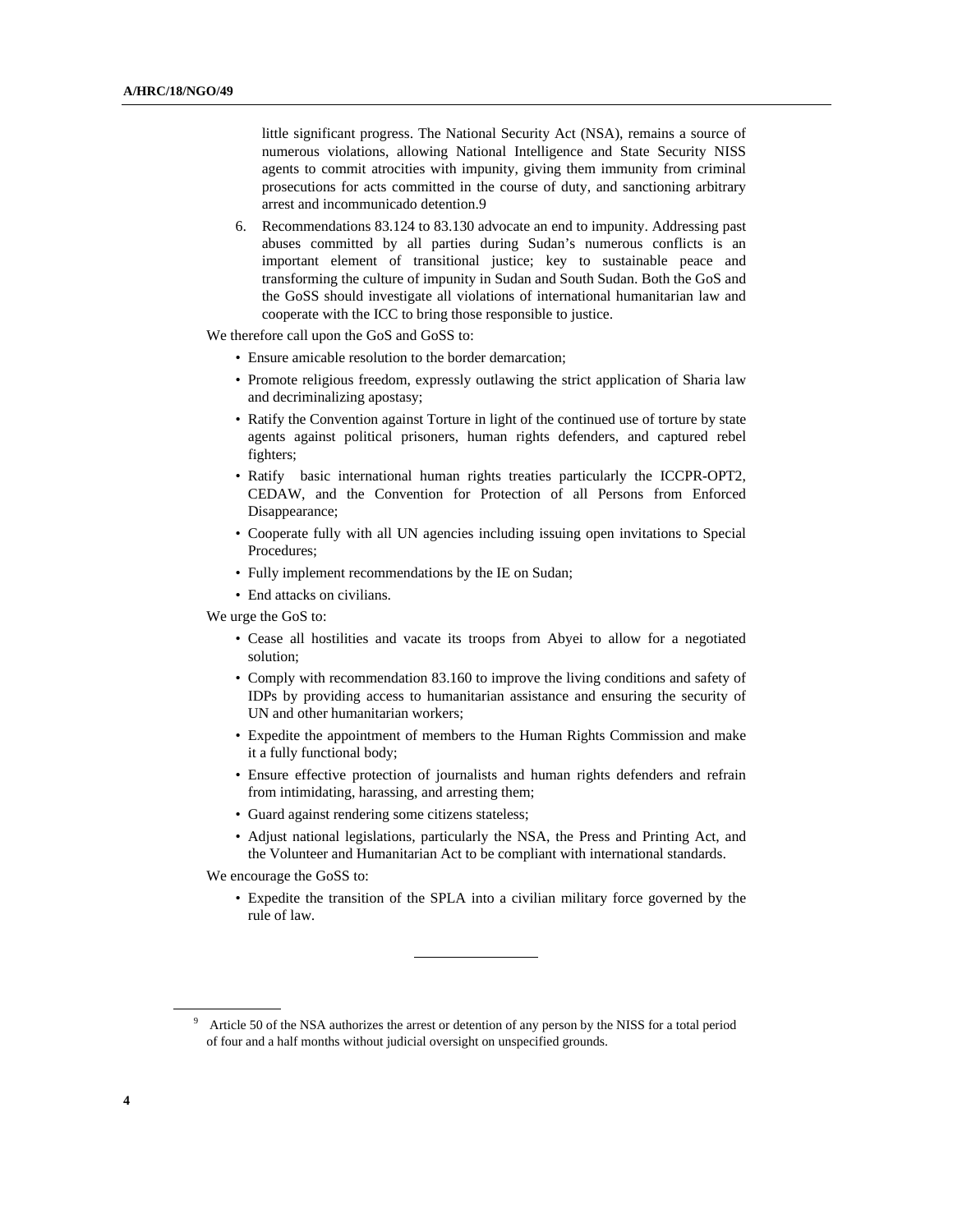little significant progress. The National Security Act (NSA), remains a source of numerous violations, allowing National Intelligence and State Security NISS agents to commit atrocities with impunity, giving them immunity from criminal prosecutions for acts committed in the course of duty, and sanctioning arbitrary arrest and incommunicado detention.9

6. Recommendations 83.124 to 83.130 advocate an end to impunity. Addressing past abuses committed by all parties during Sudan's numerous conflicts is an important element of transitional justice; key to sustainable peace and transforming the culture of impunity in Sudan and South Sudan. Both the GoS and the GoSS should investigate all violations of international humanitarian law and cooperate with the ICC to bring those responsible to justice.

We therefore call upon the GoS and GoSS to:

- Ensure amicable resolution to the border demarcation;
- Promote religious freedom, expressly outlawing the strict application of Sharia law and decriminalizing apostasy;
- Ratify the Convention against Torture in light of the continued use of torture by state agents against political prisoners, human rights defenders, and captured rebel fighters;
- Ratify basic international human rights treaties particularly the ICCPR-OPT2, CEDAW, and the Convention for Protection of all Persons from Enforced Disappearance;
- Cooperate fully with all UN agencies including issuing open invitations to Special Procedures;
- Fully implement recommendations by the IE on Sudan;
- End attacks on civilians.

We urge the GoS to:

- Cease all hostilities and vacate its troops from Abyei to allow for a negotiated solution;
- Comply with recommendation 83.160 to improve the living conditions and safety of IDPs by providing access to humanitarian assistance and ensuring the security of UN and other humanitarian workers;
- Expedite the appointment of members to the Human Rights Commission and make it a fully functional body;
- Ensure effective protection of journalists and human rights defenders and refrain from intimidating, harassing, and arresting them;
- Guard against rendering some citizens stateless;
- Adjust national legislations, particularly the NSA, the Press and Printing Act, and the Volunteer and Humanitarian Act to be compliant with international standards.

We encourage the GoSS to:

- Expedite the transition of the SPLA into a civilian military force governed by the rule of law.

---

[9] Article 50 of the NSA authorizes the arrest or detention of any person by the NISS for a total period of four and a half months without judicial oversight on unspecified grounds.